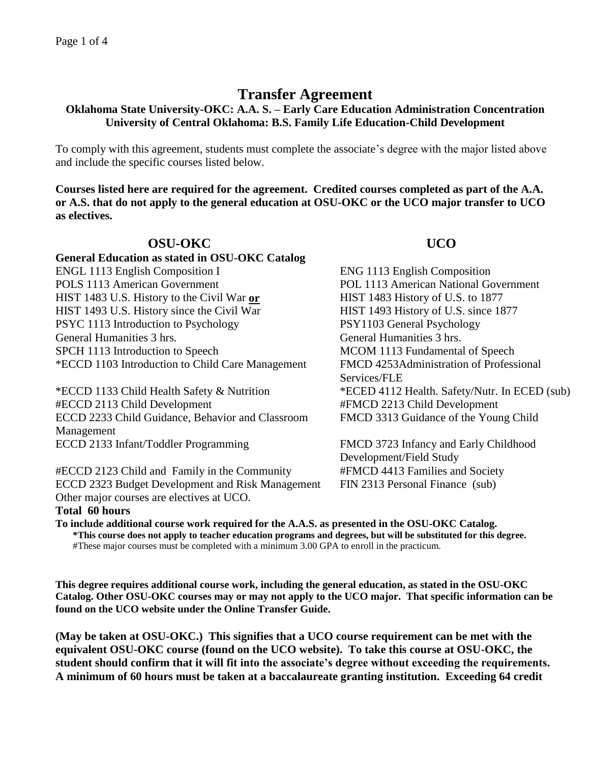# Transfer Agreement

**Oklahoma State University-OKC: A.A. S. – Early Care Education Administration Concentration**
**University of Central Oklahoma: B.S. Family Life Education-Child Development**

To comply with this agreement, students must complete the associate's degree with the major listed above and include the specific courses listed below.

**Courses listed here are required for the agreement. Credited courses completed as part of the A.A. or A.S. that do not apply to the general education at OSU-OKC or the UCO major transfer to UCO as electives.**

| OSU-OKC | UCO |
|---|---|
| **General Education as stated in OSU-OKC Catalog** | |
| ENGL 1113 English Composition I | ENG 1113 English Composition |
| POLS 1113 American Government | POL 1113 American National Government |
| HIST 1483 U.S. History to the Civil War **or** | HIST 1483 History of U.S. to 1877 |
| HIST 1493 U.S. History since the Civil War | HIST 1493 History of U.S. since 1877 |
| PSYC 1113 Introduction to Psychology | PSY1103 General Psychology |
| General Humanities 3 hrs. | General Humanities 3 hrs. |
| SPCH 1113 Introduction to Speech | MCOM 1113 Fundamental of Speech |
| *ECCD 1103 Introduction to Child Care Management | FMCD 4253Administration of Professional Services/FLE |
| *ECCD 1133 Child Health Safety & Nutrition | *ECED 4112 Health. Safety/Nutr. In ECED (sub) |
| #ECCD 2113 Child Development | #FMCD 2213 Child Development |
| ECCD 2233 Child Guidance, Behavior and Classroom Management | FMCD 3313 Guidance of the Young Child |
| ECCD 2133 Infant/Toddler Programming | FMCD 3723 Infancy and Early Childhood Development/Field Study |
| #ECCD 2123 Child and Family in the Community | #FMCD 4413 Families and Society |
| ECCD 2323 Budget Development and Risk Management | FIN 2313 Personal Finance (sub) |
| Other major courses are electives at UCO. | |
| **Total 60 hours** | |

**To include additional course work required for the A.A.S. as presented in the OSU-OKC Catalog.**

**\*This course does not apply to teacher education programs and degrees, but will be substituted for this degree.**

#These major courses must be completed with a minimum 3.00 GPA to enroll in the practicum.

**This degree requires additional course work, including the general education, as stated in the OSU-OKC Catalog. Other OSU-OKC courses may or may not apply to the UCO major. That specific information can be found on the UCO website under the Online Transfer Guide.**

**(May be taken at OSU-OKC.) This signifies that a UCO course requirement can be met with the equivalent OSU-OKC course (found on the UCO website). To take this course at OSU-OKC, the student should confirm that it will fit into the associate's degree without exceeding the requirements. A minimum of 60 hours must be taken at a baccalaureate granting institution. Exceeding 64 credit**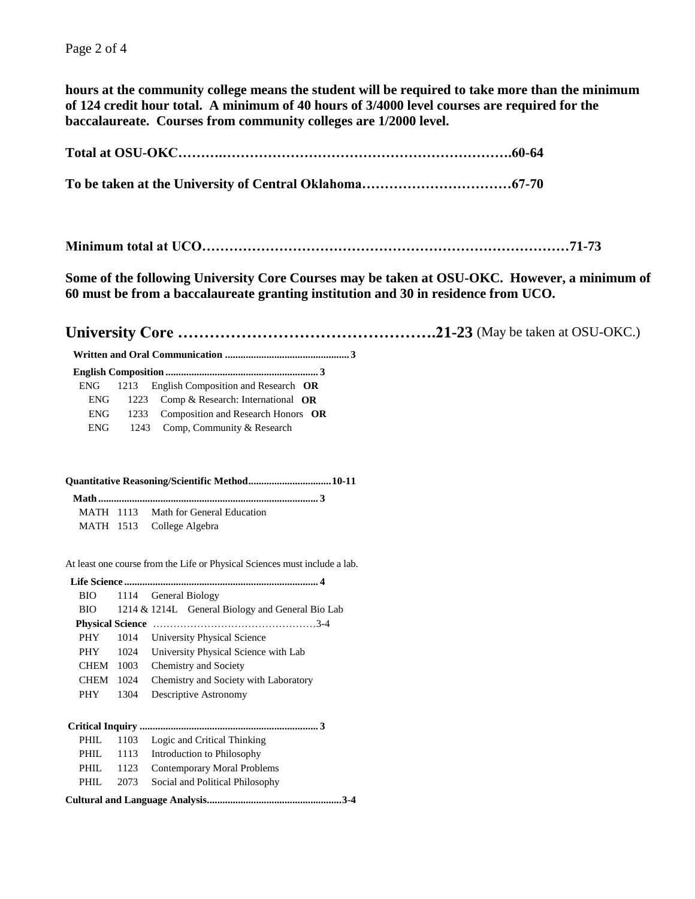**hours at the community college means the student will be required to take more than the minimum of 124 credit hour total. A minimum of 40 hours of 3/4000 level courses are required for the baccalaureate. Courses from community colleges are 1/2000 level.**

**Total at OSU-OKC……….…………………………………………………….60-64**

**To be taken at the University of Central Oklahoma……………………………67-70**

**Minimum total at UCO……………………………………………………………………71-73**

**Some of the following University Core Courses may be taken at OSU-OKC. However, a minimum of 60 must be from a baccalaureate granting institution and 30 in residence from UCO.**

## University Core ………………………………………….21-23 (May be taken at OSU-OKC.)

**Written and Oral Communication ............................................... 3**

**English Composition .......................................................... 3**

ENG 1213 English Composition and Research **OR**
ENG 1223 Comp & Research: International **OR**
ENG 1233 Composition and Research Honors **OR**
ENG 1243 Comp, Community & Research

**Quantitative Reasoning/Scientific Method...............................10-11**

**Math .................................................................................... 3**

MATH 1113 Math for General Education
MATH 1513 College Algebra

At least one course from the Life or Physical Sciences must include a lab.

**Life Science.......................................................................... 4**

BIO 1114 General Biology
BIO 1214 & 1214L General Biology and General Bio Lab

**Physical Science** ………………………………………3-4

PHY 1014 University Physical Science
PHY 1024 University Physical Science with Lab
CHEM 1003 Chemistry and Society
CHEM 1024 Chemistry and Society with Laboratory
PHY 1304 Descriptive Astronomy

**Critical Inquiry .................................................................... 3**

PHIL 1103 Logic and Critical Thinking
PHIL 1113 Introduction to Philosophy
PHIL 1123 Contemporary Moral Problems
PHIL 2073 Social and Political Philosophy

**Cultural and Language Analysis...................................................3-4**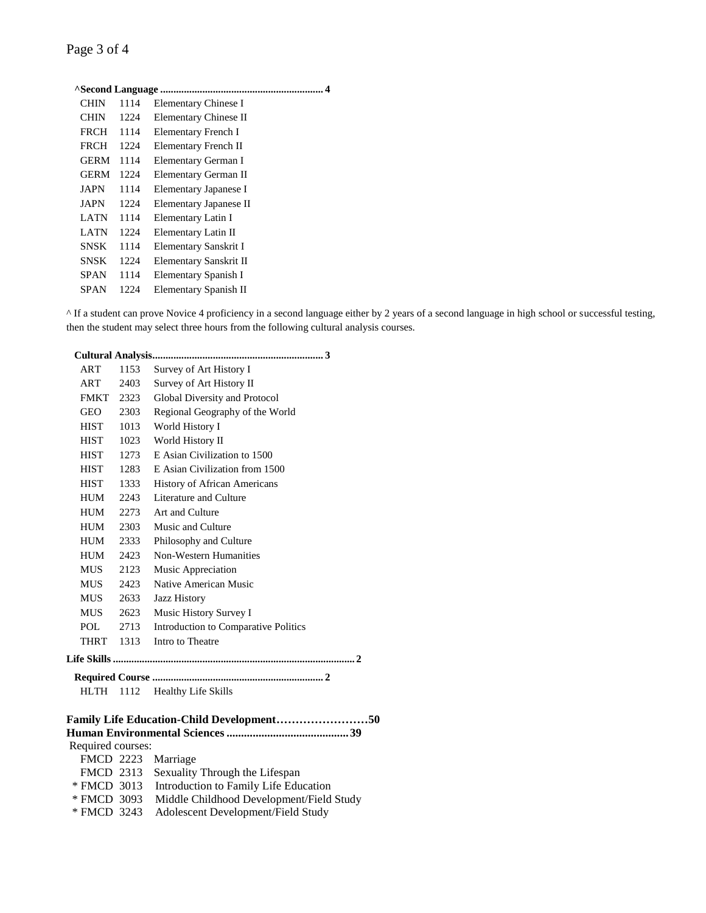**^Second Language ............................................................ 4**

| | | |
|---|---|---|
| CHIN | 1114 | Elementary Chinese I |
| CHIN | 1224 | Elementary Chinese II |
| FRCH | 1114 | Elementary French I |
| FRCH | 1224 | Elementary French II |
| GERM | 1114 | Elementary German I |
| GERM | 1224 | Elementary German II |
| JAPN | 1114 | Elementary Japanese I |
| JAPN | 1224 | Elementary Japanese II |
| LATN | 1114 | Elementary Latin I |
| LATN | 1224 | Elementary Latin II |
| SNSK | 1114 | Elementary Sanskrit I |
| SNSK | 1224 | Elementary Sanskrit II |
| SPAN | 1114 | Elementary Spanish I |
| SPAN | 1224 | Elementary Spanish II |

^ If a student can prove Novice 4 proficiency in a second language either by 2 years of a second language in high school or successful testing, then the student may select three hours from the following cultural analysis courses.

**Cultural Analysis................................................................ 3**

| | | |
|---|---|---|
| ART | 1153 | Survey of Art History I |
| ART | 2403 | Survey of Art History II |
| FMKT | 2323 | Global Diversity and Protocol |
| GEO | 2303 | Regional Geography of the World |
| HIST | 1013 | World History I |
| HIST | 1023 | World History II |
| HIST | 1273 | E Asian Civilization to 1500 |
| HIST | 1283 | E Asian Civilization from 1500 |
| HIST | 1333 | History of African Americans |
| HUM | 2243 | Literature and Culture |
| HUM | 2273 | Art and Culture |
| HUM | 2303 | Music and Culture |
| HUM | 2333 | Philosophy and Culture |
| HUM | 2423 | Non-Western Humanities |
| MUS | 2123 | Music Appreciation |
| MUS | 2423 | Native American Music |
| MUS | 2633 | Jazz History |
| MUS | 2623 | Music History Survey I |
| POL | 2713 | Introduction to Comparative Politics |
| THRT | 1313 | Intro to Theatre |

**Life Skills ........................................................................................... 2**

**Required Course ................................................................ 2**

| | | |
|---|---|---|
| HLTH | 1112 | Healthy Life Skills |

**Family Life Education-Child Development……………………50**

**Human Environmental Sciences .........................................39**

Required courses:

| | | |
|---|---|---|
| FMCD | 2223 | Marriage |
| FMCD | 2313 | Sexuality Through the Lifespan |
| * FMCD | 3013 | Introduction to Family Life Education |
| * FMCD | 3093 | Middle Childhood Development/Field Study |
| * FMCD | 3243 | Adolescent Development/Field Study |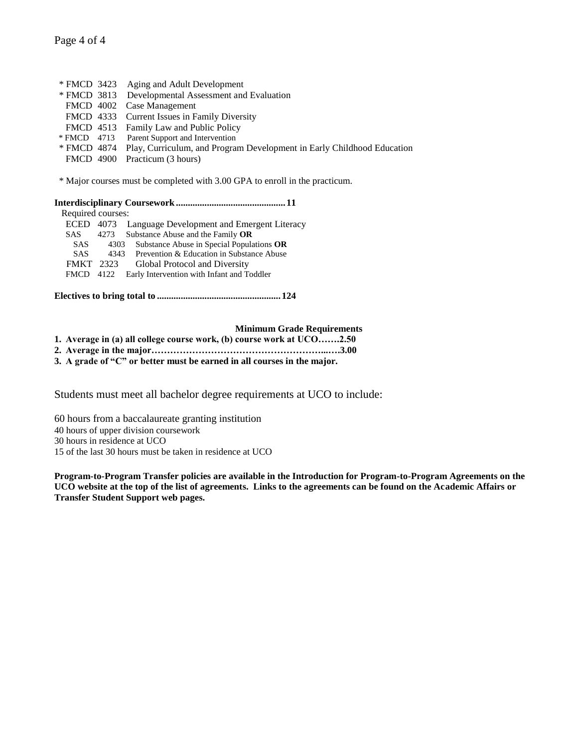- * FMCD 3423 Aging and Adult Development
- * FMCD 3813 Developmental Assessment and Evaluation
- FMCD 4002 Case Management
- FMCD 4333 Current Issues in Family Diversity
- FMCD 4513 Family Law and Public Policy
- * FMCD 4713 Parent Support and Intervention
- * FMCD 4874 Play, Curriculum, and Program Development in Early Childhood Education
- FMCD 4900 Practicum (3 hours)

\* Major courses must be completed with 3.00 GPA to enroll in the practicum.

**Interdisciplinary Coursework............................................. 11**

Required courses:

- ECED 4073 Language Development and Emergent Literacy
- SAS 4273 Substance Abuse and the Family **OR**
- SAS 4303 Substance Abuse in Special Populations **OR**
- SAS 4343 Prevention & Education in Substance Abuse
- FMKT 2323 Global Protocol and Diversity
- FMCD 4122 Early Intervention with Infant and Toddler

**Electives to bring total to.................................................... 124**

**Minimum Grade Requirements**

1. **Average in (a) all college course work, (b) course work at UCO…….2.50**
2. **Average in the major……………………………………………...….3.00**
3. **A grade of "C" or better must be earned in all courses in the major.**

Students must meet all bachelor degree requirements at UCO to include:

60 hours from a baccalaureate granting institution
40 hours of upper division coursework
30 hours in residence at UCO
15 of the last 30 hours must be taken in residence at UCO

**Program-to-Program Transfer policies are available in the Introduction for Program-to-Program Agreements on the UCO website at the top of the list of agreements. Links to the agreements can be found on the Academic Affairs or Transfer Student Support web pages.**